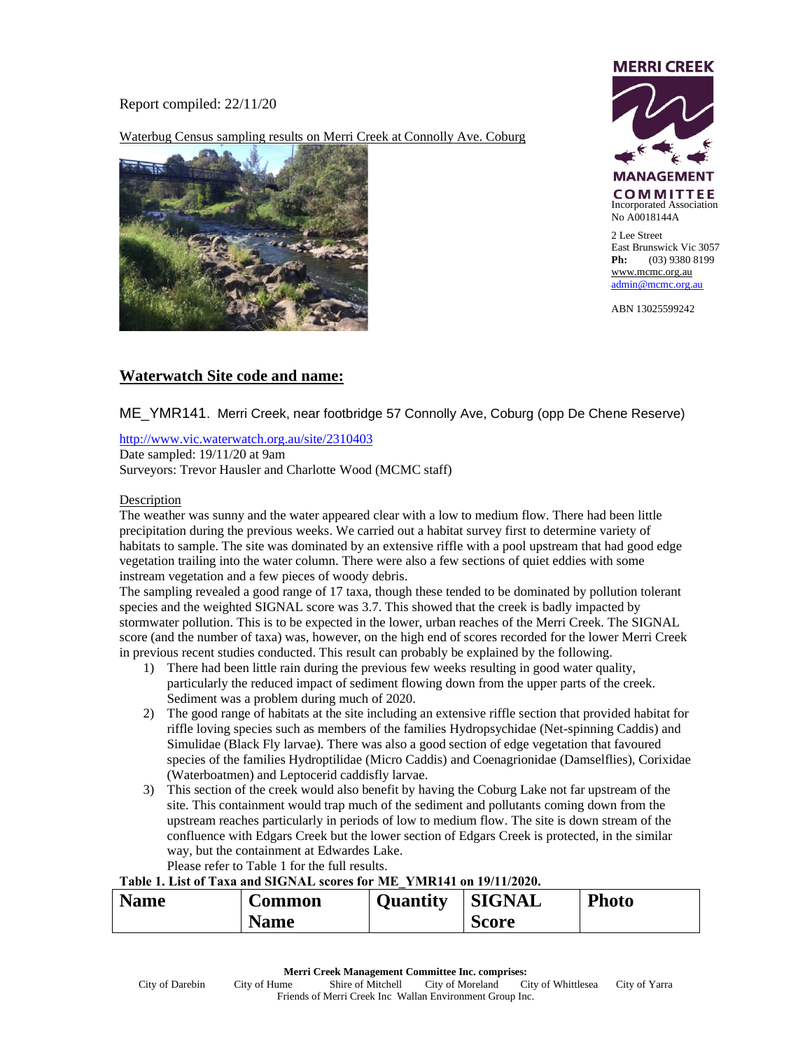Report compiled: 22/11/20

Waterbug Census sampling results on Merri Creek at Connolly Ave. Coburg

**MERRI CREEK MANAGEMENT COMMITTEE**
Incorporated Association
No A0018144A

2 Lee Street
East Brunswick Vic 3057
**Ph:** (03) 9380 8199
www.mcmc.org.au
admin@mcmc.org.au

ABN 13025599242

## Waterwatch Site code and name:

ME_YMR141. Merri Creek, near footbridge 57 Connolly Ave, Coburg (opp De Chene Reserve)

http://www.vic.waterwatch.org.au/site/2310403
Date sampled: 19/11/20 at 9am
Surveyors: Trevor Hausler and Charlotte Wood (MCMC staff)

Description

The weather was sunny and the water appeared clear with a low to medium flow. There had been little precipitation during the previous weeks. We carried out a habitat survey first to determine variety of habitats to sample. The site was dominated by an extensive riffle with a pool upstream that had good edge vegetation trailing into the water column. There were also a few sections of quiet eddies with some instream vegetation and a few pieces of woody debris.

The sampling revealed a good range of 17 taxa, though these tended to be dominated by pollution tolerant species and the weighted SIGNAL score was 3.7. This showed that the creek is badly impacted by stormwater pollution. This is to be expected in the lower, urban reaches of the Merri Creek. The SIGNAL score (and the number of taxa) was, however, on the high end of scores recorded for the lower Merri Creek in previous recent studies conducted. This result can probably be explained by the following.

1) There had been little rain during the previous few weeks resulting in good water quality, particularly the reduced impact of sediment flowing down from the upper parts of the creek. Sediment was a problem during much of 2020.
2) The good range of habitats at the site including an extensive riffle section that provided habitat for riffle loving species such as members of the families Hydropsychidae (Net-spinning Caddis) and Simulidae (Black Fly larvae). There was also a good section of edge vegetation that favoured species of the families Hydroptilidae (Micro Caddis) and Coenagrionidae (Damselflies), Corixidae (Waterboatmen) and Leptocerid caddisfly larvae.
3) This section of the creek would also benefit by having the Coburg Lake not far upstream of the site. This containment would trap much of the sediment and pollutants coming down from the upstream reaches particularly in periods of low to medium flow. The site is down stream of the confluence with Edgars Creek but the lower section of Edgars Creek is protected, in the similar way, but the containment at Edwardes Lake.

Please refer to Table 1 for the full results.

**Table 1. List of Taxa and SIGNAL scores for ME_YMR141 on 19/11/2020.**

| Name | Common Name | Quantity | SIGNAL Score | Photo |
|---|---|---|---|---|

Merri Creek Management Committee Inc. comprises:
City of Darebin City of Hume Shire of Mitchell City of Moreland City of Whittlesea City of Yarra
Friends of Merri Creek Inc Wallan Environment Group Inc.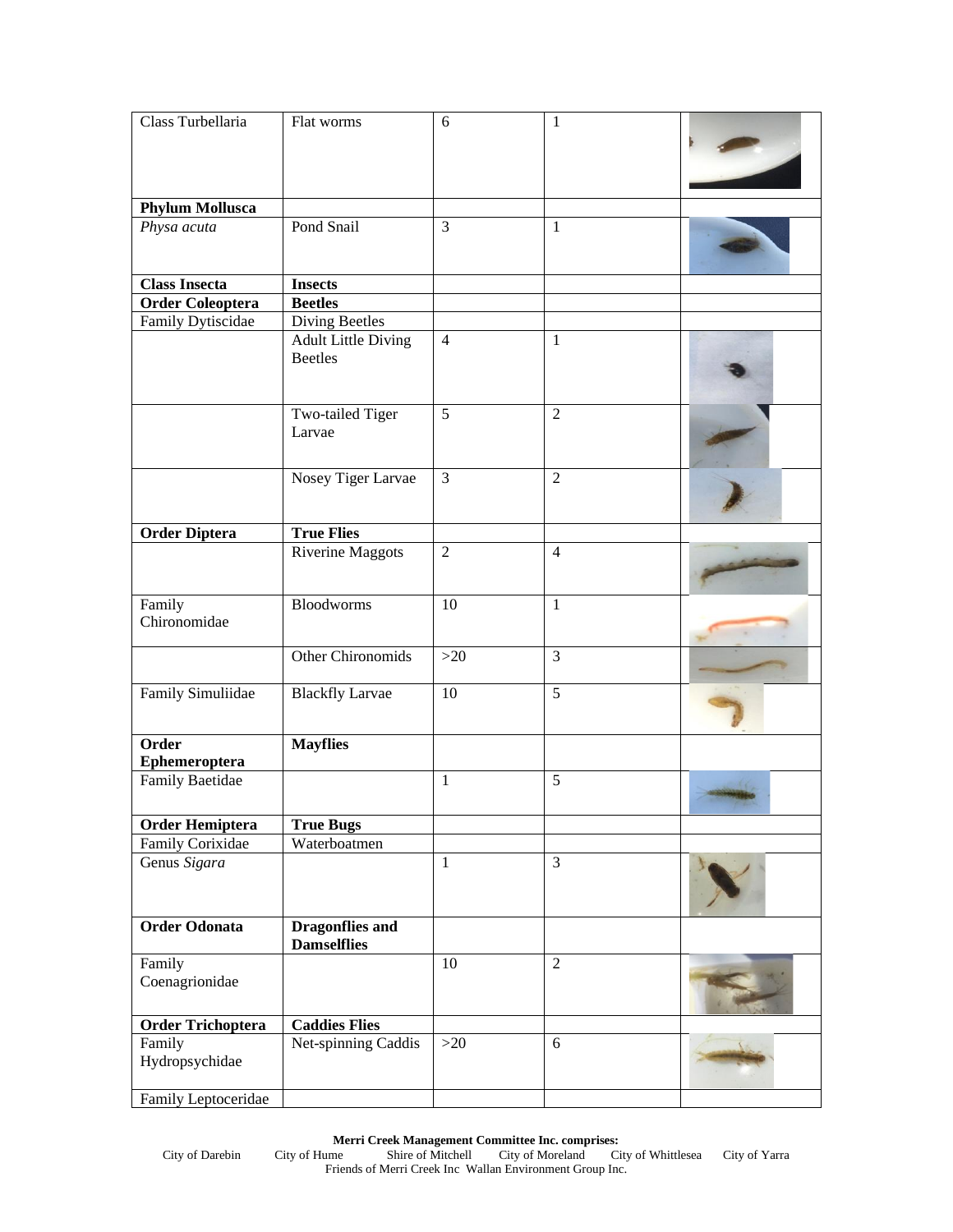| | | | | |
|---|---|---|---|---|
| Class Turbellaria | Flat worms | 6 | 1 | |
| **Phylum Mollusca** | | | | |
| *Physa acuta* | Pond Snail | 3 | 1 | |
| **Class Insecta** | **Insects** | | | |
| **Order Coleoptera** | **Beetles** | | | |
| Family Dytiscidae | Diving Beetles | | | |
| | Adult Little Diving Beetles | 4 | 1 | |
| | Two-tailed Tiger Larvae | 5 | 2 | |
| | Nosey Tiger Larvae | 3 | 2 | |
| **Order Diptera** | **True Flies** | | | |
| | Riverine Maggots | 2 | 4 | |
| Family Chironomidae | Bloodworms | 10 | 1 | |
| | Other Chironomids | >20 | 3 | |
| Family Simuliidae | Blackfly Larvae | 10 | 5 | |
| **Order Ephemeroptera** | **Mayflies** | | | |
| Family Baetidae | | 1 | 5 | |
| **Order Hemiptera** | **True Bugs** | | | |
| Family Corixidae | Waterboatmen | | | |
| Genus *Sigara* | | 1 | 3 | |
| **Order Odonata** | **Dragonflies and Damselflies** | | | |
| Family Coenagrionidae | | 10 | 2 | |
| **Order Trichoptera** | **Caddies Flies** | | | |
| Family Hydropsychidae | Net-spinning Caddis | >20 | 6 | |
| Family Leptoceridae | | | | |

**Merri Creek Management Committee Inc. comprises:**
City of Darebin City of Hume Shire of Mitchell City of Moreland City of Whittlesea City of Yarra
Friends of Merri Creek Inc Wallan Environment Group Inc.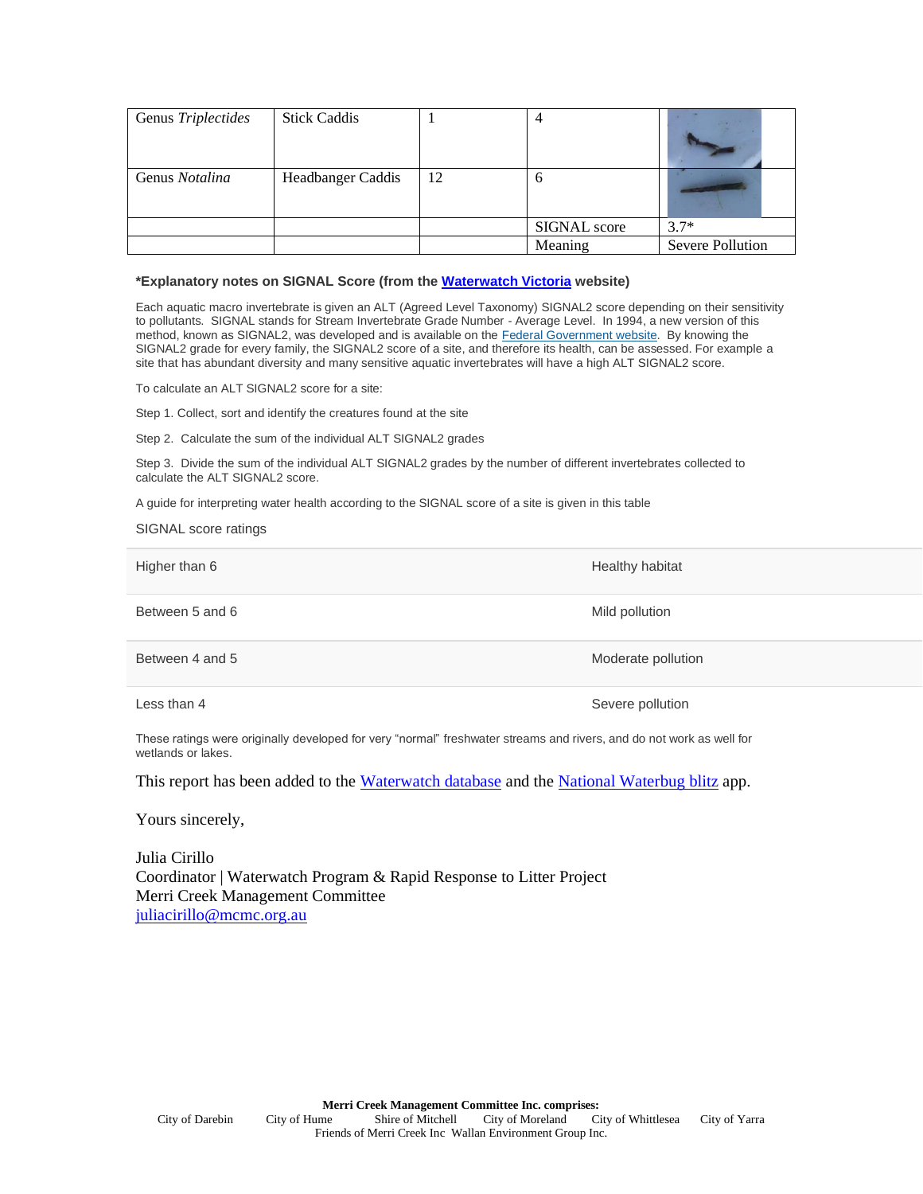| | | | | |
|---|---|---|---|---|
| Genus *Triplectides* | Stick Caddis | 1 | 4 | |
| Genus *Notalina* | Headbanger Caddis | 12 | 6 | |
| | | | SIGNAL score | 3.7* |
| | | | Meaning | Severe Pollution |

**\*Explanatory notes on SIGNAL Score (from the Waterwatch Victoria website)**

Each aquatic macro invertebrate is given an ALT (Agreed Level Taxonomy) SIGNAL2 score depending on their sensitivity to pollutants. SIGNAL stands for Stream Invertebrate Grade Number - Average Level. In 1994, a new version of this method, known as SIGNAL2, was developed and is available on the Federal Government website. By knowing the SIGNAL2 grade for every family, the SIGNAL2 score of a site, and therefore its health, can be assessed. For example a site that has abundant diversity and many sensitive aquatic invertebrates will have a high ALT SIGNAL2 score.

To calculate an ALT SIGNAL2 score for a site:

Step 1. Collect, sort and identify the creatures found at the site

Step 2. Calculate the sum of the individual ALT SIGNAL2 grades

Step 3. Divide the sum of the individual ALT SIGNAL2 grades by the number of different invertebrates collected to calculate the ALT SIGNAL2 score.

A guide for interpreting water health according to the SIGNAL score of a site is given in this table

SIGNAL score ratings

| | |
|---|---|
| Higher than 6 | Healthy habitat |
| Between 5 and 6 | Mild pollution |
| Between 4 and 5 | Moderate pollution |
| Less than 4 | Severe pollution |

These ratings were originally developed for very "normal" freshwater streams and rivers, and do not work as well for wetlands or lakes.

This report has been added to the Waterwatch database and the National Waterbug blitz app.

Yours sincerely,

Julia Cirillo
Coordinator | Waterwatch Program & Rapid Response to Litter Project
Merri Creek Management Committee
juliacirillo@mcmc.org.au

**Merri Creek Management Committee Inc. comprises:**
City of Darebin City of Hume Shire of Mitchell City of Moreland City of Whittlesea City of Yarra
Friends of Merri Creek Inc Wallan Environment Group Inc.